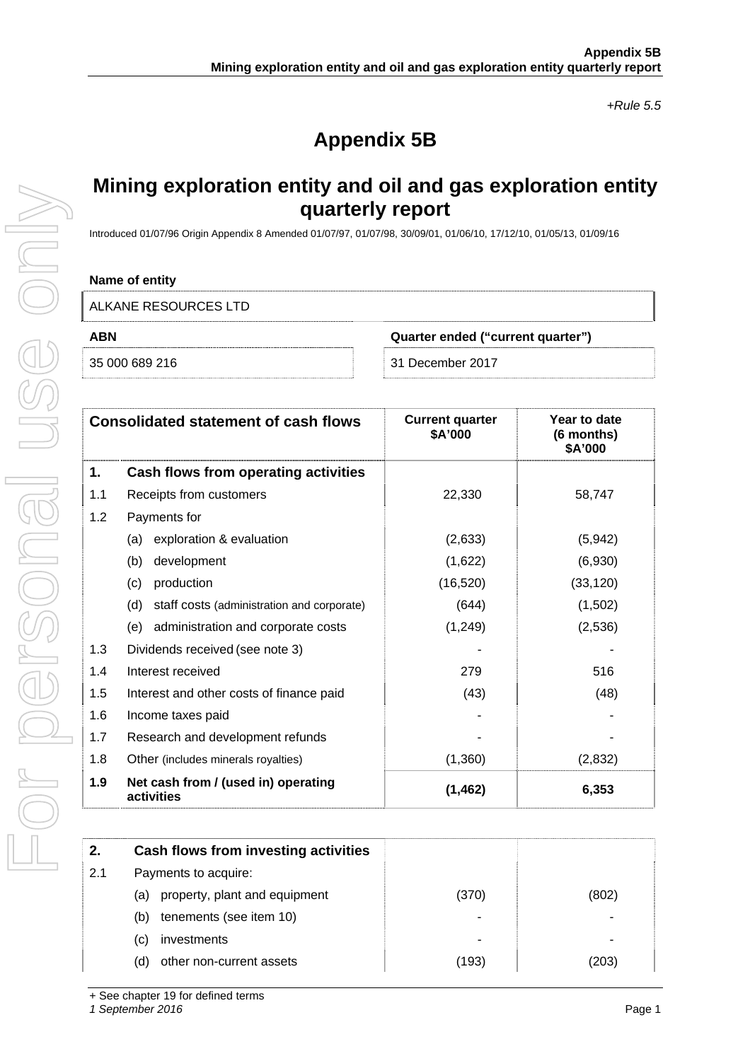*+Rule 5.5*

# Appendix 5B

## Mining exploration entity and oil and gas exploration entity quarterly report

Introduced 01/07/96 Origin Appendix 8 Amended 01/07/97, 01/07/98, 30/09/01, 01/06/10, 17/12/10, 01/05/13, 01/09/16

**Name of entity**

ALKANE RESOURCES LTD

| ABN | Quarter ended ("current quarter") |
|---|---|
| 35 000 689 216 | 31 December 2017 |

| | Consolidated statement of cash flows | Current quarter $A'000 | Year to date (6 months) $A'000 |
|---|---|---|---|
| **1.** | **Cash flows from operating activities** | | |
| 1.1 | Receipts from customers | 22,330 | 58,747 |
| 1.2 | Payments for | | |
| | (a) exploration & evaluation | (2,633) | (5,942) |
| | (b) development | (1,622) | (6,930) |
| | (c) production | (16,520) | (33,120) |
| | (d) staff costs (administration and corporate) | (644) | (1,502) |
| | (e) administration and corporate costs | (1,249) | (2,536) |
| 1.3 | Dividends received (see note 3) | - | - |
| 1.4 | Interest received | 279 | 516 |
| 1.5 | Interest and other costs of finance paid | (43) | (48) |
| 1.6 | Income taxes paid | - | - |
| 1.7 | Research and development refunds | - | - |
| 1.8 | Other (includes minerals royalties) | (1,360) | (2,832) |
| **1.9** | **Net cash from / (used in) operating activities** | **(1,462)** | **6,353** |

| | | | |
|---|---|---|---|
| **2.** | **Cash flows from investing activities** | | |
| 2.1 | Payments to acquire: | | |
| | (a) property, plant and equipment | (370) | (802) |
| | (b) tenements (see item 10) | - | - |
| | (c) investments | - | - |
| | (d) other non-current assets | (193) | (203) |

+ See chapter 19 for defined terms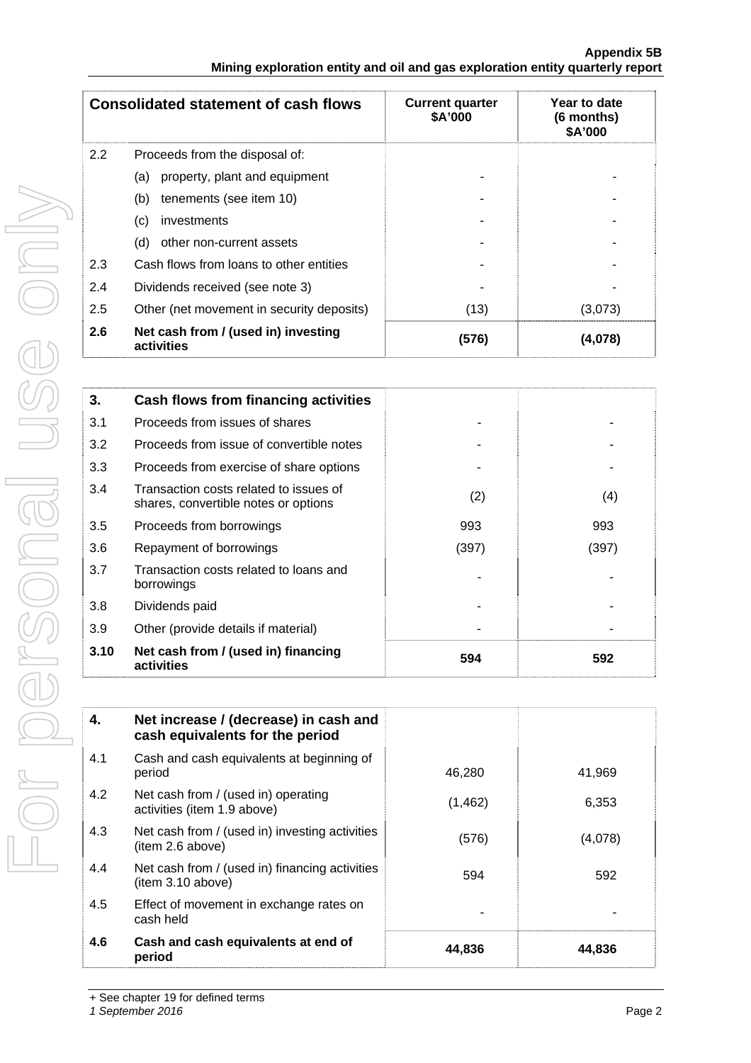| Consolidated statement of cash flows | | Current quarter $A'000 | Year to date (6 months) $A'000 |
|---|---|---|---|
| 2.2 | Proceeds from the disposal of: | | |
| | (a) property, plant and equipment | - | - |
| | (b) tenements (see item 10) | - | - |
| | (c) investments | - | - |
| | (d) other non-current assets | - | - |
| 2.3 | Cash flows from loans to other entities | - | - |
| 2.4 | Dividends received (see note 3) | - | - |
| 2.5 | Other (net movement in security deposits) | (13) | (3,073) |
| **2.6** | **Net cash from / (used in) investing activities** | **(576)** | **(4,078)** |

| **3.** | **Cash flows from financing activities** | | |
|---|---|---|---|
| 3.1 | Proceeds from issues of shares | - | - |
| 3.2 | Proceeds from issue of convertible notes | - | - |
| 3.3 | Proceeds from exercise of share options | - | - |
| 3.4 | Transaction costs related to issues of shares, convertible notes or options | (2) | (4) |
| 3.5 | Proceeds from borrowings | 993 | 993 |
| 3.6 | Repayment of borrowings | (397) | (397) |
| 3.7 | Transaction costs related to loans and borrowings | - | - |
| 3.8 | Dividends paid | - | - |
| 3.9 | Other (provide details if material) | - | - |
| **3.10** | **Net cash from / (used in) financing activities** | **594** | **592** |

| **4.** | **Net increase / (decrease) in cash and cash equivalents for the period** | | |
|---|---|---|---|
| 4.1 | Cash and cash equivalents at beginning of period | 46,280 | 41,969 |
| 4.2 | Net cash from / (used in) operating activities (item 1.9 above) | (1,462) | 6,353 |
| 4.3 | Net cash from / (used in) investing activities (item 2.6 above) | (576) | (4,078) |
| 4.4 | Net cash from / (used in) financing activities (item 3.10 above) | 594 | 592 |
| 4.5 | Effect of movement in exchange rates on cash held | - | - |
| **4.6** | **Cash and cash equivalents at end of period** | **44,836** | **44,836** |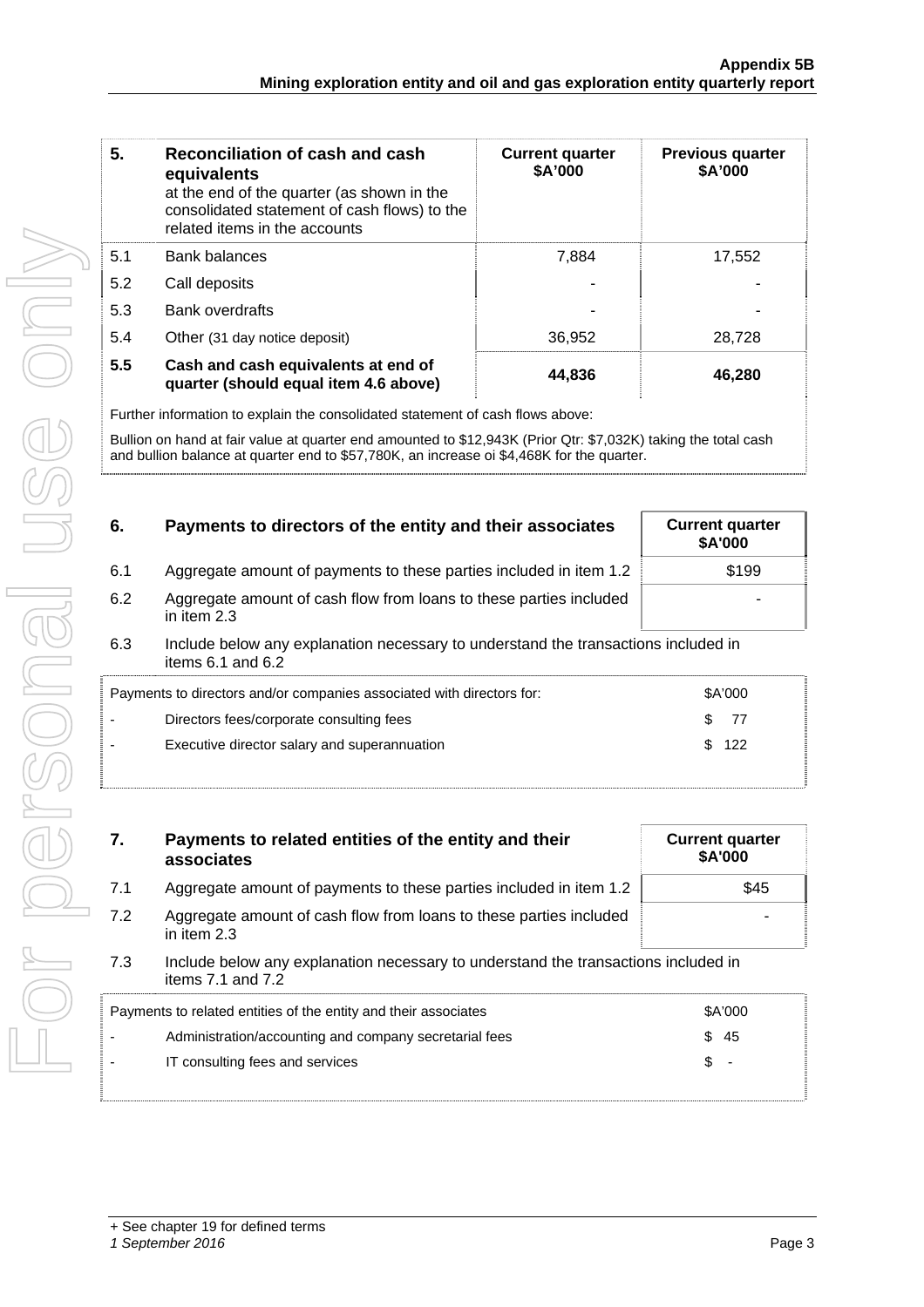| 5. | Reconciliation of cash and cash equivalents at the end of the quarter (as shown in the consolidated statement of cash flows) to the related items in the accounts | Current quarter $A'000 | Previous quarter $A'000 |
|---|---|---|---|
| 5.1 | Bank balances | 7,884 | 17,552 |
| 5.2 | Call deposits | - | - |
| 5.3 | Bank overdrafts | - | - |
| 5.4 | Other (31 day notice deposit) | 36,952 | 28,728 |
| **5.5** | **Cash and cash equivalents at end of quarter (should equal item 4.6 above)** | **44,836** | **46,280** |

Further information to explain the consolidated statement of cash flows above:

Bullion on hand at fair value at quarter end amounted to $12,943K (Prior Qtr: $7,032K) taking the total cash and bullion balance at quarter end to $57,780K, an increase oi $4,468K for the quarter.

| 6. | Payments to directors of the entity and their associates | Current quarter $A'000 |
|---|---|---|
| 6.1 | Aggregate amount of payments to these parties included in item 1.2 | $199 |
| 6.2 | Aggregate amount of cash flow from loans to these parties included in item 2.3 | - |

6.3 Include below any explanation necessary to understand the transactions included in items 6.1 and 6.2

| Payments to directors and/or companies associated with directors for: | | $A'000 |
|---|---|---|
| - | Directors fees/corporate consulting fees | $ 77 |
| - | Executive director salary and superannuation | $ 122 |

| 7. | Payments to related entities of the entity and their associates | Current quarter $A'000 |
|---|---|---|
| 7.1 | Aggregate amount of payments to these parties included in item 1.2 | $45 |
| 7.2 | Aggregate amount of cash flow from loans to these parties included in item 2.3 | - |

7.3 Include below any explanation necessary to understand the transactions included in items 7.1 and 7.2

| Payments to related entities of the entity and their associates | | $A'000 |
|---|---|---|
| - | Administration/accounting and company secretarial fees | $ 45 |
| - | IT consulting fees and services | $ - |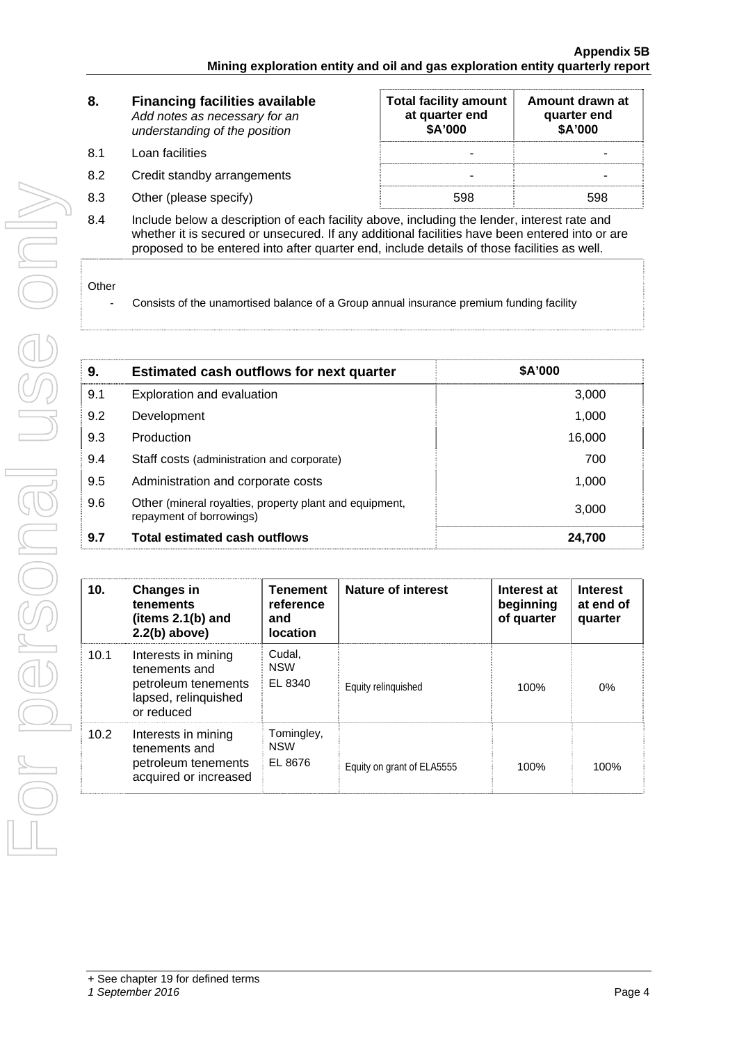| 8. | **Financing facilities available** *Add notes as necessary for an understanding of the position* | **Total facility amount at quarter end $A'000** | **Amount drawn at quarter end $A'000** |
|---|---|---|---|
| 8.1 | Loan facilities | - | - |
| 8.2 | Credit standby arrangements | - | - |
| 8.3 | Other (please specify) | 598 | 598 |

8.4 Include below a description of each facility above, including the lender, interest rate and whether it is secured or unsecured. If any additional facilities have been entered into or are proposed to be entered into after quarter end, include details of those facilities as well.

Other

- Consists of the unamortised balance of a Group annual insurance premium funding facility

| 9. | **Estimated cash outflows for next quarter** | **$A'000** |
|---|---|---|
| 9.1 | Exploration and evaluation | 3,000 |
| 9.2 | Development | 1,000 |
| 9.3 | Production | 16,000 |
| 9.4 | Staff costs (administration and corporate) | 700 |
| 9.5 | Administration and corporate costs | 1,000 |
| 9.6 | Other (mineral royalties, property plant and equipment, repayment of borrowings) | 3,000 |
| **9.7** | **Total estimated cash outflows** | **24,700** |

| 10. | **Changes in tenements (items 2.1(b) and 2.2(b) above)** | **Tenement reference and location** | **Nature of interest** | **Interest at beginning of quarter** | **Interest at end of quarter** |
|---|---|---|---|---|---|
| 10.1 | Interests in mining tenements and petroleum tenements lapsed, relinquished or reduced | Cudal, NSW EL 8340 | Equity relinquished | 100% | 0% |
| 10.2 | Interests in mining tenements and petroleum tenements acquired or increased | Tomingley, NSW EL 8676 | Equity on grant of ELA5555 | 100% | 100% |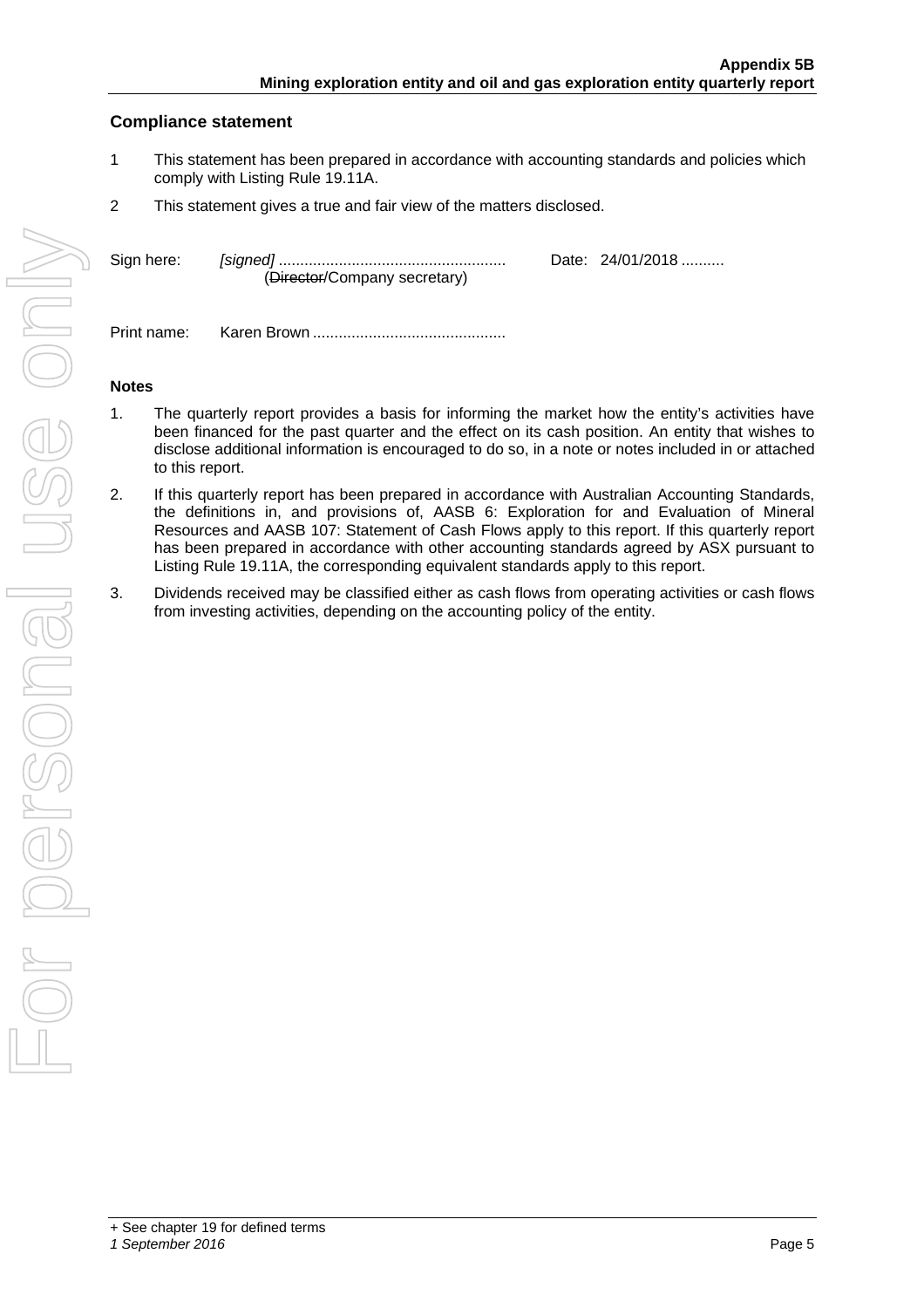## Compliance statement

1 This statement has been prepared in accordance with accounting standards and policies which comply with Listing Rule 19.11A.

2 This statement gives a true and fair view of the matters disclosed.

Sign here: *[signed]* ..................................................... Date: 24/01/2018 ..........
(~~Director~~/Company secretary)

Print name: Karen Brown .............................................

### Notes

1. The quarterly report provides a basis for informing the market how the entity's activities have been financed for the past quarter and the effect on its cash position. An entity that wishes to disclose additional information is encouraged to do so, in a note or notes included in or attached to this report.
2. If this quarterly report has been prepared in accordance with Australian Accounting Standards, the definitions in, and provisions of, AASB 6: Exploration for and Evaluation of Mineral Resources and AASB 107: Statement of Cash Flows apply to this report. If this quarterly report has been prepared in accordance with other accounting standards agreed by ASX pursuant to Listing Rule 19.11A, the corresponding equivalent standards apply to this report.
3. Dividends received may be classified either as cash flows from operating activities or cash flows from investing activities, depending on the accounting policy of the entity.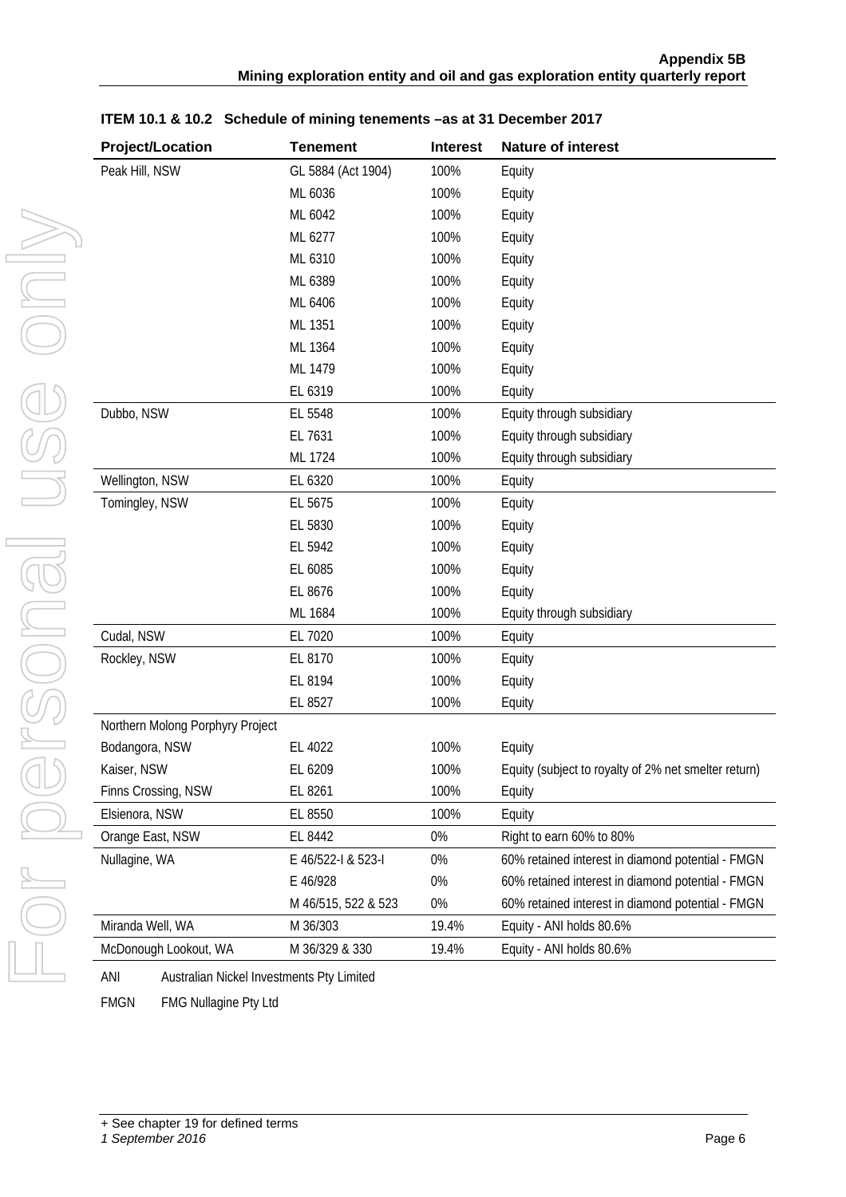## ITEM 10.1 & 10.2 Schedule of mining tenements –as at 31 December 2017

| Project/Location | Tenement | Interest | Nature of interest |
|---|---|---|---|
| Peak Hill, NSW | GL 5884 (Act 1904) | 100% | Equity |
| | ML 6036 | 100% | Equity |
| | ML 6042 | 100% | Equity |
| | ML 6277 | 100% | Equity |
| | ML 6310 | 100% | Equity |
| | ML 6389 | 100% | Equity |
| | ML 6406 | 100% | Equity |
| | ML 1351 | 100% | Equity |
| | ML 1364 | 100% | Equity |
| | ML 1479 | 100% | Equity |
| | EL 6319 | 100% | Equity |
| Dubbo, NSW | EL 5548 | 100% | Equity through subsidiary |
| | EL 7631 | 100% | Equity through subsidiary |
| | ML 1724 | 100% | Equity through subsidiary |
| Wellington, NSW | EL 6320 | 100% | Equity |
| Tomingley, NSW | EL 5675 | 100% | Equity |
| | EL 5830 | 100% | Equity |
| | EL 5942 | 100% | Equity |
| | EL 6085 | 100% | Equity |
| | EL 8676 | 100% | Equity |
| | ML 1684 | 100% | Equity through subsidiary |
| Cudal, NSW | EL 7020 | 100% | Equity |
| Rockley, NSW | EL 8170 | 100% | Equity |
| | EL 8194 | 100% | Equity |
| | EL 8527 | 100% | Equity |
| Northern Molong Porphyry Project | | | |
| Bodangora, NSW | EL 4022 | 100% | Equity |
| Kaiser, NSW | EL 6209 | 100% | Equity (subject to royalty of 2% net smelter return) |
| Finns Crossing, NSW | EL 8261 | 100% | Equity |
| Elsienora, NSW | EL 8550 | 100% | Equity |
| Orange East, NSW | EL 8442 | 0% | Right to earn 60% to 80% |
| Nullagine, WA | E 46/522-I & 523-I | 0% | 60% retained interest in diamond potential - FMGN |
| | E 46/928 | 0% | 60% retained interest in diamond potential - FMGN |
| | M 46/515, 522 & 523 | 0% | 60% retained interest in diamond potential - FMGN |
| Miranda Well, WA | M 36/303 | 19.4% | Equity - ANI holds 80.6% |
| McDonough Lookout, WA | M 36/329 & 330 | 19.4% | Equity - ANI holds 80.6% |

ANI Australian Nickel Investments Pty Limited

FMGN FMG Nullagine Pty Ltd